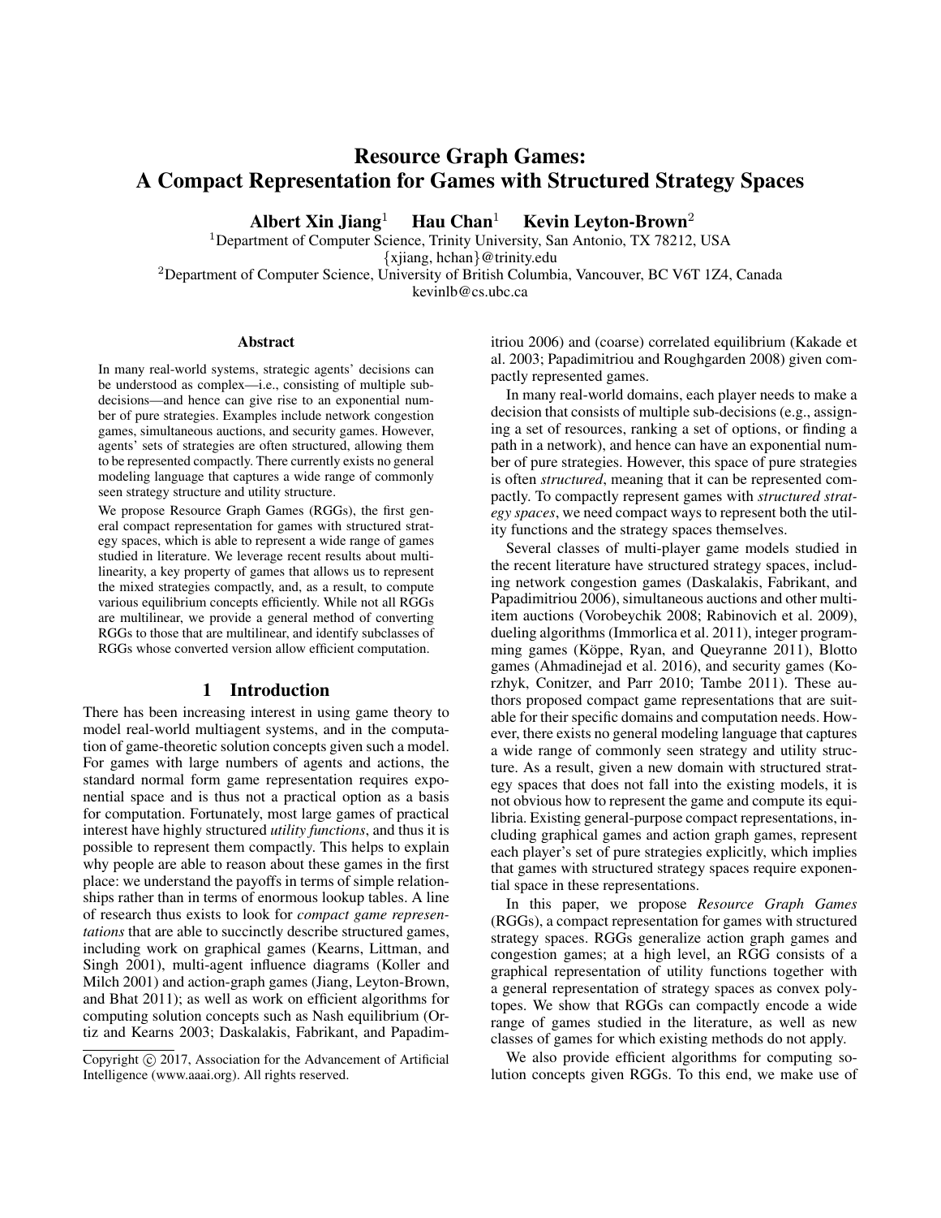# Resource Graph Games: A Compact Representation for Games with Structured Strategy Spaces

**Albert Xin Jiang**[1] **Hau Chan**[1] **Kevin Leyton-Brown**[2]

[1]Department of Computer Science, Trinity University, San Antonio, TX 78212, USA
{xjiang, hchan}@trinity.edu
[2]Department of Computer Science, University of British Columbia, Vancouver, BC V6T 1Z4, Canada
kevinlb@cs.ubc.ca

## Abstract

In many real-world systems, strategic agents' decisions can be understood as complex—i.e., consisting of multiple subdecisions—and hence can give rise to an exponential number of pure strategies. Examples include network congestion games, simultaneous auctions, and security games. However, agents' sets of strategies are often structured, allowing them to be represented compactly. There currently exists no general modeling language that captures a wide range of commonly seen strategy structure and utility structure.

We propose Resource Graph Games (RGGs), the first general compact representation for games with structured strategy spaces, which is able to represent a wide range of games studied in literature. We leverage recent results about multilinearity, a key property of games that allows us to represent the mixed strategies compactly, and, as a result, to compute various equilibrium concepts efficiently. While not all RGGs are multilinear, we provide a general method of converting RGGs to those that are multilinear, and identify subclasses of RGGs whose converted version allow efficient computation.

## 1 Introduction

There has been increasing interest in using game theory to model real-world multiagent systems, and in the computation of game-theoretic solution concepts given such a model. For games with large numbers of agents and actions, the standard normal form game representation requires exponential space and is thus not a practical option as a basis for computation. Fortunately, most large games of practical interest have highly structured *utility functions*, and thus it is possible to represent them compactly. This helps to explain why people are able to reason about these games in the first place: we understand the payoffs in terms of simple relationships rather than in terms of enormous lookup tables. A line of research thus exists to look for *compact game representations* that are able to succinctly describe structured games, including work on graphical games (Kearns, Littman, and Singh 2001), multi-agent influence diagrams (Koller and Milch 2001) and action-graph games (Jiang, Leyton-Brown, and Bhat 2011); as well as work on efficient algorithms for computing solution concepts such as Nash equilibrium (Ortiz and Kearns 2003; Daskalakis, Fabrikant, and Papadimitriou 2006) and (coarse) correlated equilibrium (Kakade et al. 2003; Papadimitriou and Roughgarden 2008) given compactly represented games.

In many real-world domains, each player needs to make a decision that consists of multiple sub-decisions (e.g., assigning a set of resources, ranking a set of options, or finding a path in a network), and hence can have an exponential number of pure strategies. However, this space of pure strategies is often *structured*, meaning that it can be represented compactly. To compactly represent games with *structured strategy spaces*, we need compact ways to represent both the utility functions and the strategy spaces themselves.

Several classes of multi-player game models studied in the recent literature have structured strategy spaces, including network congestion games (Daskalakis, Fabrikant, and Papadimitriou 2006), simultaneous auctions and other multi-item auctions (Vorobeychik 2008; Rabinovich et al. 2009), dueling algorithms (Immorlica et al. 2011), integer programming games (Köppe, Ryan, and Queyranne 2011), Blotto games (Ahmadinejad et al. 2016), and security games (Korzhyk, Conitzer, and Parr 2010; Tambe 2011). These authors proposed compact game representations that are suitable for their specific domains and computation needs. However, there exists no general modeling language that captures a wide range of commonly seen strategy and utility structure. As a result, given a new domain with structured strategy spaces that does not fall into the existing models, it is not obvious how to represent the game and compute its equilibria. Existing general-purpose compact representations, including graphical games and action graph games, represent each player's set of pure strategies explicitly, which implies that games with structured strategy spaces require exponential space in these representations.

In this paper, we propose *Resource Graph Games* (RGGs), a compact representation for games with structured strategy spaces. RGGs generalize action graph games and congestion games; at a high level, an RGG consists of a graphical representation of utility functions together with a general representation of strategy spaces as convex polytopes. We show that RGGs can compactly encode a wide range of games studied in the literature, as well as new classes of games for which existing methods do not apply.

We also provide efficient algorithms for computing solution concepts given RGGs. To this end, we make use of

Copyright © 2017, Association for the Advancement of Artificial Intelligence (www.aaai.org). All rights reserved.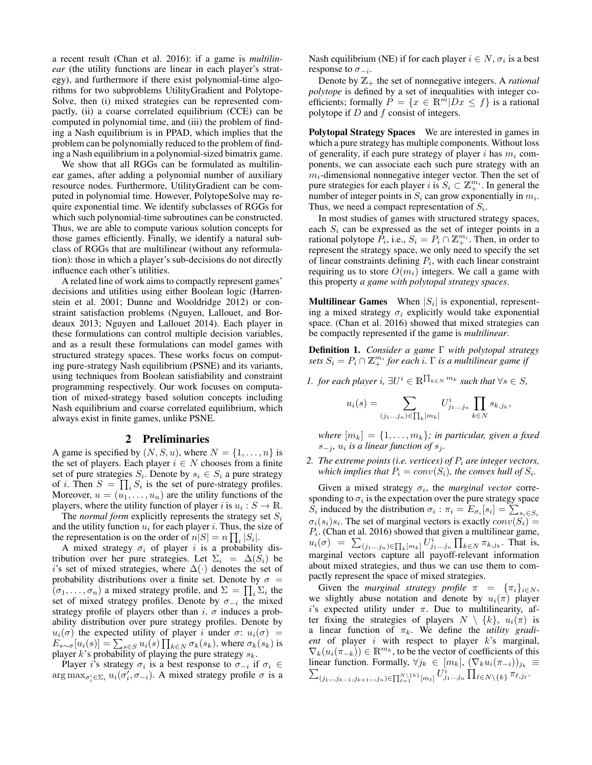a recent result (Chan et al. 2016): if a game is *multilinear* (the utility functions are linear in each player's strategy), and furthermore if there exist polynomial-time algorithms for two subproblems UtilityGradient and PolytopeSolve, then (i) mixed strategies can be represented compactly, (ii) a coarse correlated equilibrium (CCE) can be computed in polynomial time, and (iii) the problem of finding a Nash equilibrium is in PPAD, which implies that the problem can be polynomially reduced to the problem of finding a Nash equilibrium in a polynomial-sized bimatrix game.

We show that all RGGs can be formulated as multilinear games, after adding a polynomial number of auxiliary resource nodes. Furthermore, UtilityGradient can be computed in polynomial time. However, PolytopeSolve may require exponential time. We identify subclasses of RGGs for which such polynomial-time subroutines can be constructed. Thus, we are able to compute various solution concepts for those games efficiently. Finally, we identify a natural subclass of RGGs that are multilinear (without any reformulation): those in which a player's sub-decisions do not directly influence each other's utilities.

A related line of work aims to compactly represent games' decisions and utilities using either Boolean logic (Harrenstein et al. 2001; Dunne and Wooldridge 2012) or constraint satisfaction problems (Nguyen, Lallouet, and Bordeaux 2013; Nguyen and Lallouet 2014). Each player in these formulations can control multiple decision variables, and as a result these formulations can model games with structured strategy spaces. These works focus on computing pure-strategy Nash equilibrium (PSNE) and its variants, using techniques from Boolean satisfiability and constraint programming respectively. Our work focuses on computation of mixed-strategy based solution concepts including Nash equilibrium and coarse correlated equilibrium, which always exist in finite games, unlike PSNE.

## 2 Preliminaries

A game is specified by $(N, S, u)$, where $N = \{1, \ldots, n\}$ is the set of players. Each player $i \in N$ chooses from a finite set of pure strategies $S_i$. Denote by $s_i \in S_i$ a pure strategy of $i$. Then $S = \prod_i S_i$ is the set of pure-strategy profiles. Moreover, $u = (u_1, \ldots, u_n)$ are the utility functions of the players, where the utility function of player $i$ is $u_i : S \to \mathbb{R}$.

The *normal form* explicitly represents the strategy set $S_i$ and the utility function $u_i$ for each player $i$. Thus, the size of the representation is on the order of $n|S| = n\prod_i |S_i|$.

A mixed strategy $\sigma_i$ of player $i$ is a probability distribution over her pure strategies. Let $\Sigma_i = \Delta(S_i)$ be $i$'s set of mixed strategies, where $\Delta(\cdot)$ denotes the set of probability distributions over a finite set. Denote by $\sigma = (\sigma_1, \ldots, \sigma_n)$ a mixed strategy profile, and $\Sigma = \prod_i \Sigma_i$ the set of mixed strategy profiles. Denote by $\sigma_{-i}$ the mixed strategy profile of players other than $i$. $\sigma$ induces a probability distribution over pure strategy profiles. Denote by $u_i(\sigma)$ the expected utility of player $i$ under $\sigma$: $u_i(\sigma) = E_{s\sim\sigma}[u_i(s)] = \sum_{s\in S} u_i(s) \prod_{k\in N} \sigma_k(s_k)$, where $\sigma_k(s_k)$ is player $k$'s probability of playing the pure strategy $s_k$.

Player $i$'s strategy $\sigma_i$ is a best response to $\sigma_{-i}$ if $\sigma_i \in \arg\max_{\sigma'_i \in \Sigma_i} u_i(\sigma'_i, \sigma_{-i})$. A mixed strategy profile $\sigma$ is a Nash equilibrium (NE) if for each player $i \in N$, $\sigma_i$ is a best response to $\sigma_{-i}$.

Denote by $\mathbb{Z}_+$ the set of nonnegative integers. A *rational polytope* is defined by a set of inequalities with integer coefficients; formally $P = \{x \in \mathbb{R}^m | Dx \le f\}$ is a rational polytope if $D$ and $f$ consist of integers.

**Polytopal Strategy Spaces** We are interested in games in which a pure strategy has multiple components. Without loss of generality, if each pure strategy of player $i$ has $m_i$ components, we can associate each such pure strategy with an $m_i$-dimensional nonnegative integer vector. Then the set of pure strategies for each player $i$ is $S_i \subset \mathbb{Z}_+^{m_i}$. In general the number of integer points in $S_i$ can grow exponentially in $m_i$. Thus, we need a compact representation of $S_i$.

In most studies of games with structured strategy spaces, each $S_i$ can be expressed as the set of integer points in a rational polytope $P_i$, i.e., $S_i = P_i \cap \mathbb{Z}_+^{m_i}$. Then, in order to represent the strategy space, we only need to specify the set of linear constraints defining $P_i$, with each linear constraint requiring us to store $O(m_i)$ integers. We call a game with this property *a game with polytopal strategy spaces*.

**Multilinear Games** When $|S_i|$ is exponential, representing a mixed strategy $\sigma_i$ explicitly would take exponential space. (Chan et al. 2016) showed that mixed strategies can be compactly represented if the game is *multilinear*.

**Definition 1.** *Consider a game $\Gamma$ with polytopal strategy sets $S_i = P_i \cap \mathbb{Z}_+^{m_i}$ for each $i$. $\Gamma$ is a multilinear game if*

1. *for each player $i$, $\exists U^i \in \mathbb{R}^{\prod_{k\in N} m_k}$ such that $\forall s \in S$,*

$$u_i(s) = \sum_{(j_1 \ldots j_n)\in\prod_k [m_k]} U^i_{j_1\ldots j_n} \prod_{k\in N} s_{k,j_k},$$

   *where $[m_k] = \{1, \ldots, m_k\}$; in particular, given a fixed $s_{-j}$, $u_i$ is a linear function of $s_j$.*

2. *The extreme points (i.e. vertices) of $P_i$ are integer vectors, which implies that $P_i = conv(S_i)$, the convex hull of $S_i$.*

Given a mixed strategy $\sigma_i$, the *marginal vector* corresponding to $\sigma_i$ is the expectation over the pure strategy space $S_i$ induced by the distribution $\sigma_i$ : $\pi_i = E_{\sigma_i}[s_i] = \sum_{s_i\in S_i} \sigma_i(s_i)s_i$. The set of marginal vectors is exactly $conv(S_i) = P_i$. (Chan et al. 2016) showed that given a multilinear game, $u_i(\sigma) = \sum_{(j_1\ldots j_n)\in\prod_k[m_k]} U^i_{j_1\ldots j_n} \prod_{k\in N} \pi_{k,j_k}$. That is, marginal vectors capture all payoff-relevant information about mixed strategies, and thus we can use them to compactly represent the space of mixed strategies.

Given the *marginal strategy profile* $\pi = \{\pi_i\}_{i\in N}$, we slightly abuse notation and denote by $u_i(\pi)$ player $i$'s expected utility under $\pi$. Due to multilinearity, after fixing the strategies of players $N \setminus \{k\}$, $u_i(\pi)$ is a linear function of $\pi_k$. We define the *utility gradient* of player $i$ with respect to player $k$'s marginal, $\nabla_k(u_i(\pi_{-k})) \in \mathbb{R}^{m_k}$, to be the vector of coefficients of this linear function. Formally, $\forall j_k \in [m_k]$, $(\nabla_k u_i(\pi_{-i}))_{j_k} \equiv \sum_{(j_1,.,j_{k-1},j_{k+1},.,j_n)\in\prod_{\ell=1}^{N\setminus\{k\}}[m_\ell]} U^i_{j_1\ldots j_n} \prod_{\ell\in N\setminus\{k\}} \pi_{\ell,j_\ell}$.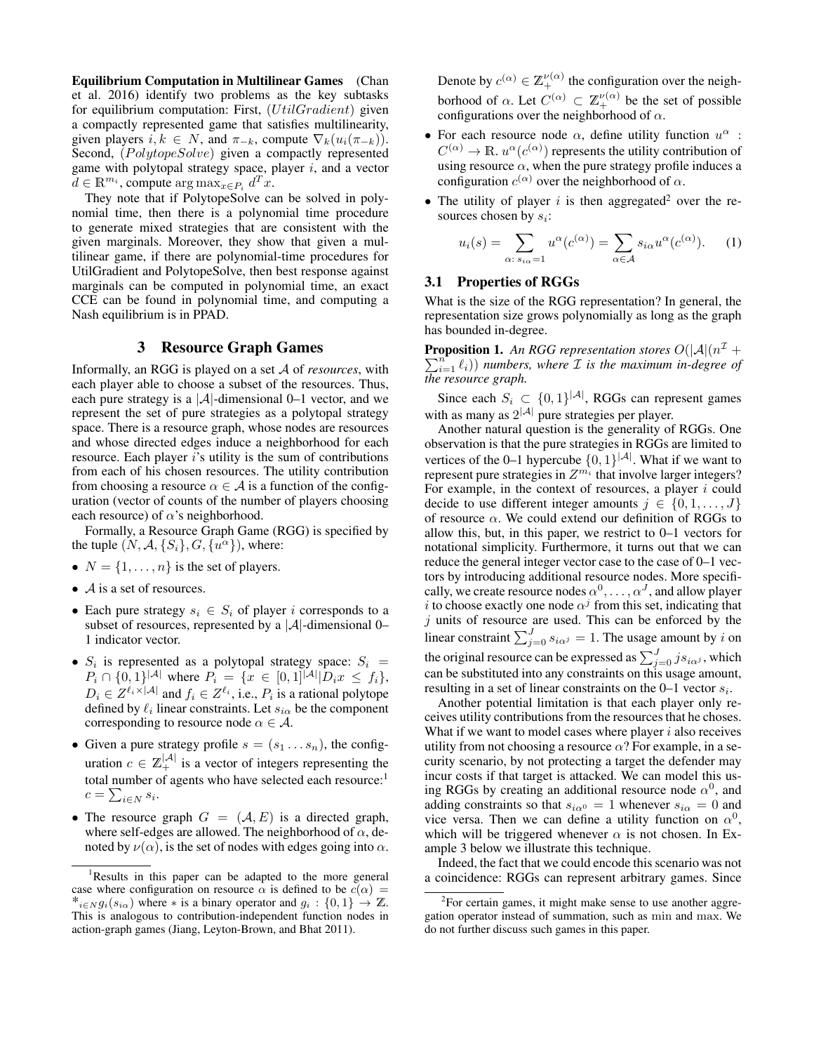**Equilibrium Computation in Multilinear Games** (Chan et al. 2016) identify two problems as the key subtasks for equilibrium computation: First, $(UtilGradient)$ given a compactly represented game that satisfies multilinearity, given players $i, k \in N$, and $\pi_{-k}$, compute $\nabla_k(u_i(\pi_{-k}))$. Second, $(PolytopeSolve)$ given a compactly represented game with polytope strategy space, player $i$, and a vector $d \in \mathbb{R}^{m_i}$, compute $\arg\max_{x \in P_i} d^T x$.

They note that if PolytopeSolve can be solved in polynomial time, then there is a polynomial time procedure to generate mixed strategies that are consistent with the given marginals. Moreover, they show that given a multilinear game, if there are polynomial-time procedures for UtilGradient and PolytopeSolve, then best response against marginals can be computed in polynomial time, an exact CCE can be found in polynomial time, and computing a Nash equilibrium is in PPAD.

## 3 Resource Graph Games

Informally, an RGG is played on a set $\mathcal{A}$ of *resources*, with each player able to choose a subset of the resources. Thus, each pure strategy is a $|\mathcal{A}|$-dimensional 0–1 vector, and we represent the set of pure strategies as a polytopal strategy space. There is a resource graph, whose nodes are resources and whose directed edges induce a neighborhood for each resource. Each player $i$'s utility is the sum of contributions from each of his chosen resources. The utility contribution from choosing a resource $\alpha \in \mathcal{A}$ is a function of the configuration (vector of counts of the number of players choosing each resource) of $\alpha$'s neighborhood.

Formally, a Resource Graph Game (RGG) is specified by the tuple $(N, \mathcal{A}, \{S_i\}, G, \{u^\alpha\})$, where:

- $N = \{1, \ldots, n\}$ is the set of players.
- $\mathcal{A}$ is a set of resources.
- Each pure strategy $s_i \in S_i$ of player $i$ corresponds to a subset of resources, represented by a $|\mathcal{A}|$-dimensional 0–1 indicator vector.
- $S_i$ is represented as a polytopal strategy space: $S_i = P_i \cap \{0,1\}^{|\mathcal{A}|}$ where $P_i = \{x \in [0,1]^{|\mathcal{A}|} | D_i x \leq f_i\}$, $D_i \in Z^{\ell_i \times |\mathcal{A}|}$ and $f_i \in Z^{\ell_i}$, i.e., $P_i$ is a rational polytope defined by $\ell_i$ linear constraints. Let $s_{i\alpha}$ be the component corresponding to resource node $\alpha \in \mathcal{A}$.
- Given a pure strategy profile $s = (s_1 \ldots s_n)$, the configuration $c \in \mathbb{Z}_+^{|\mathcal{A}|}$ is a vector of integers representing the total number of agents who have selected each resource:[1] $c = \sum_{i \in N} s_i$.
- The resource graph $G = (\mathcal{A}, E)$ is a directed graph, where self-edges are allowed. The neighborhood of $\alpha$, denoted by $\nu(\alpha)$, is the set of nodes with edges going into $\alpha$. Denote by $c^{(\alpha)} \in \mathbb{Z}_+^{\nu(\alpha)}$ the configuration over the neighborhood of $\alpha$. Let $C^{(\alpha)} \subset \mathbb{Z}_+^{\nu(\alpha)}$ be the set of possible configurations over the neighborhood of $\alpha$.
- For each resource node $\alpha$, define utility function $u^\alpha : C^{(\alpha)} \to \mathbb{R}$. $u^\alpha(c^{(\alpha)})$ represents the utility contribution of using resource $\alpha$, when the pure strategy profile induces a configuration $c^{(\alpha)}$ over the neighborhood of $\alpha$.
- The utility of player $i$ is then aggregated[2] over the resources chosen by $s_i$:

$$u_i(s) = \sum_{\alpha:\, s_{i\alpha}=1} u^\alpha(c^{(\alpha)}) = \sum_{\alpha \in \mathcal{A}} s_{i\alpha} u^\alpha(c^{(\alpha)}). \tag{1}$$

### 3.1 Properties of RGGs

What is the size of the RGG representation? In general, the representation size grows polynomially as long as the graph has bounded in-degree.

**Proposition 1.** *An RGG representation stores $O(|\mathcal{A}|(n^{\mathcal{I}} + \sum_{i=1}^n \ell_i))$ numbers, where $\mathcal{I}$ is the maximum in-degree of the resource graph.*

Since each $S_i \subset \{0,1\}^{|\mathcal{A}|}$, RGGs can represent games with as many as $2^{|\mathcal{A}|}$ pure strategies per player.

Another natural question is the generality of RGGs. One observation is that the pure strategies in RGGs are limited to vertices of the 0–1 hypercube $\{0,1\}^{|\mathcal{A}|}$. What if we want to represent pure strategies in $Z^{m_i}$ that involve larger integers? For example, in the context of resources, a player $i$ could decide to use different integer amounts $j \in \{0, 1, \ldots, J\}$ of resource $\alpha$. We could extend our definition of RGGs to allow this, but, in this paper, we restrict to 0–1 vectors for notational simplicity. Furthermore, it turns out that we can reduce the general integer vector case to the case of 0–1 vectors by introducing additional resource nodes. More specifically, we create resource nodes $\alpha^0, \ldots, \alpha^J$, and allow player $i$ to choose exactly one node $\alpha^j$ from this set, indicating that $j$ units of resource are used. This can be enforced by the linear constraint $\sum_{j=0}^J s_{i\alpha^j} = 1$. The usage amount by $i$ on the original resource can be expressed as $\sum_{j=0}^J j s_{i\alpha^j}$, which can be substituted into any constraints on this usage amount, resulting in a set of linear constraints on the 0–1 vector $s_i$.

Another potential limitation is that each player only receives utility contributions from the resources that he choses. What if we want to model cases where player $i$ also receives utility from not choosing a resource $\alpha$? For example, in a security scenario, by not protecting a target the defender may incur costs if that target is attacked. We can model this using RGGs by creating an additional resource node $\alpha^0$, and adding constraints so that $s_{i\alpha^0} = 1$ whenever $s_{i\alpha} = 0$ and vice versa. Then we can define a utility function on $\alpha^0$, which will be triggered whenever $\alpha$ is not chosen. In Example 3 below we illustrate this technique.

Indeed, the fact that we could encode this scenario was not a coincidence: RGGs can represent arbitrary games. Since

---

[1] Results in this paper can be adapted to the more general case where configuration on resource $\alpha$ is defined to be $c(\alpha) = *_{i \in N} g_i(s_{i\alpha})$ where $*$ is a binary operator and $g_i : \{0,1\} \to \mathbb{Z}$. This is analogous to contribution-independent function nodes in action-graph games (Jiang, Leyton-Brown, and Bhat 2011).

[2] For certain games, it might make sense to use another aggregation operator instead of summation, such as min and max. We do not further discuss such games in this paper.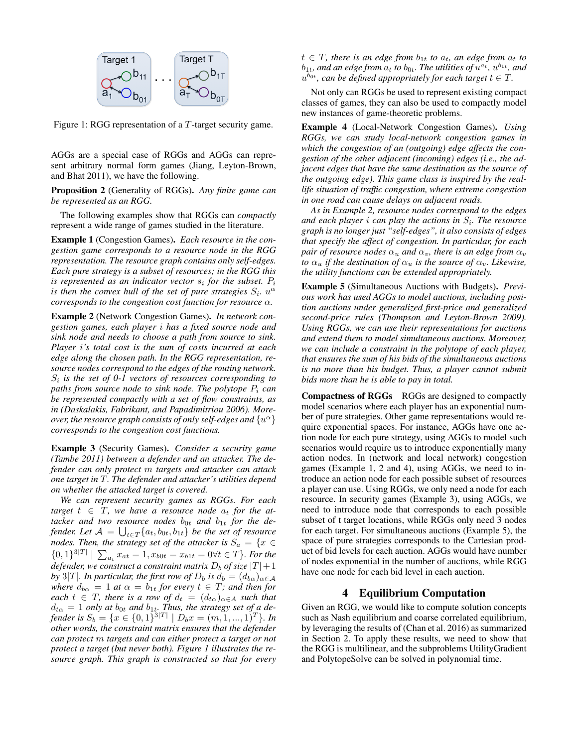Figure 1: RGG representation of a $T$-target security game.

AGGs are a special case of RGGs and AGGs can represent arbitrary normal form games (Jiang, Leyton-Brown, and Bhat 2011), we have the following.

**Proposition 2** (Generality of RGGs). *Any finite game can be represented as an RGG.*

The following examples show that RGGs can *compactly* represent a wide range of games studied in the literature.

**Example 1** (Congestion Games). *Each resource in the congestion game corresponds to a resource node in the RGG representation. The resource graph contains only self-edges. Each pure strategy is a subset of resources; in the RGG this is represented as an indicator vector $s_i$ for the subset. $P_i$ is then the convex hull of the set of pure strategies $S_i$. $u^\alpha$ corresponds to the congestion cost function for resource $\alpha$.*

**Example 2** (Network Congestion Games). *In network congestion games, each player $i$ has a fixed source node and sink node and needs to choose a path from source to sink. Player $i$'s total cost is the sum of costs incurred at each edge along the chosen path. In the RGG representation, resource nodes correspond to the edges of the routing network. $S_i$ is the set of 0-1 vectors of resources corresponding to paths from source node to sink node. The polytope $P_i$ can be represented compactly with a set of flow constraints, as in (Daskalakis, Fabrikant, and Papadimitriou 2006). Moreover, the resource graph consists of only self-edges and $\{u^\alpha\}$ corresponds to the congestion cost functions.*

**Example 3** (Security Games). *Consider a security game (Tambe 2011) between a defender and an attacker. The defender can only protect $m$ targets and attacker can attack one target in $T$. The defender and attacker's utilities depend on whether the attacked target is covered.*

*We can represent security games as RGGs. For each target $t \in T$, we have a resource node $a_t$ for the attacker and two resource nodes $b_{0t}$ and $b_{1t}$ for the defender. Let $\mathcal{A} = \bigcup_{t \in T}\{a_t, b_{0t}, b_{1t}\}$ be the set of resource nodes. Then, the strategy set of the attacker is $S_a = \{x \in \{0,1\}^{3|T|} \mid \sum_{a_t} x_{at} = 1, x_{b0t} = x_{b1t} = 0 \forall t \in T\}$. For the defender, we construct a constraint matrix $D_b$ of size $|T|+1$ by $3|T|$. In particular, the first row of $D_b$ is $d_b = (d_{b\alpha})_{\alpha \in \mathcal{A}}$ where $d_{b\alpha} = 1$ at $\alpha = b_{1t}$ for every $t \in T$; and then for each $t \in T$, there is a row of $d_t = (d_{t\alpha})_{\alpha \in A}$ such that $d_{t\alpha} = 1$ only at $b_{0t}$ and $b_{1t}$. Thus, the strategy set of a defender is $S_b = \{x \in \{0,1\}^{3|T|} \mid D_b x = (m, 1, ..., 1)^T\}$. In other words, the constraint matrix ensures that the defender can protect $m$ targets and can either protect a target or not protect a target (but never both). Figure 1 illustrates the resource graph. This graph is constructed so that for every $t \in T$, there is an edge from $b_{1t}$ to $a_t$, an edge from $a_t$ to $b_{1t}$, and an edge from $a_t$ to $b_{0t}$. The utilities of $u^{a_t}$, $u^{b_{1t}}$, and $u^{b_{0t}}$, can be defined appropriately for each target $t \in T$.*

Not only can RGGs be used to represent existing compact classes of games, they can also be used to compactly model new instances of game-theoretic problems.

**Example 4** (Local-Network Congestion Games). *Using RGGs, we can study local-network congestion games in which the congestion of an (outgoing) edge affects the congestion of the other adjacent (incoming) edges (i.e., the adjacent edges that have the same destination as the source of the outgoing edge). This game class is inspired by the real-life situation of traffic congestion, where extreme congestion in one road can cause delays on adjacent roads.*

*As in Example 2, resource nodes correspond to the edges and each player $i$ can play the actions in $S_i$. The resource graph is no longer just "self-edges", it also consists of edges that specify the affect of congestion. In particular, for each pair of resource nodes $\alpha_u$ and $\alpha_v$, there is an edge from $\alpha_v$ to $\alpha_u$ if the destination of $\alpha_u$ is the source of $\alpha_v$. Likewise, the utility functions can be extended appropriately.*

**Example 5** (Simultaneous Auctions with Budgets). *Previous work has used AGGs to model auctions, including position auctions under generalized first-price and generalized second-price rules (Thompson and Leyton-Brown 2009). Using RGGs, we can use their representations for auctions and extend them to model simultaneous auctions. Moreover, we can include a constraint in the polytope of each player, that ensures the sum of his bids of the simultaneous auctions is no more than his budget. Thus, a player cannot submit bids more than he is able to pay in total.*

**Compactness of RGGs** RGGs are designed to compactly model scenarios where each player has an exponential number of pure strategies. Other game representations would require exponential spaces. For instance, AGGs have one action node for each pure strategy, using AGGs to model such scenarios would require us to introduce exponentially many action nodes. In (network and local network) congestion games (Example 1, 2 and 4), using AGGs, we need to introduce an action node for each possible subset of resources a player can use. Using RGGs, we only need a node for each resource. In security games (Example 3), using AGGs, we need to introduce node that corresponds to each possible subset of t target locations, while RGGs only need 3 nodes for each target. For simultaneous auctions (Example 5), the space of pure strategies corresponds to the Cartesian product of bid levels for each auction. AGGs would have number of nodes exponential in the number of auctions, while RGG have one node for each bid level in each auction.

## 4 Equilibrium Computation

Given an RGG, we would like to compute solution concepts such as Nash equilibrium and coarse correlated equilibrium, by leveraging the results of (Chan et al. 2016) as summarized in Section 2. To apply these results, we need to show that the RGG is multilinear, and the subproblems UtilityGradient and PolytopeSolve can be solved in polynomial time.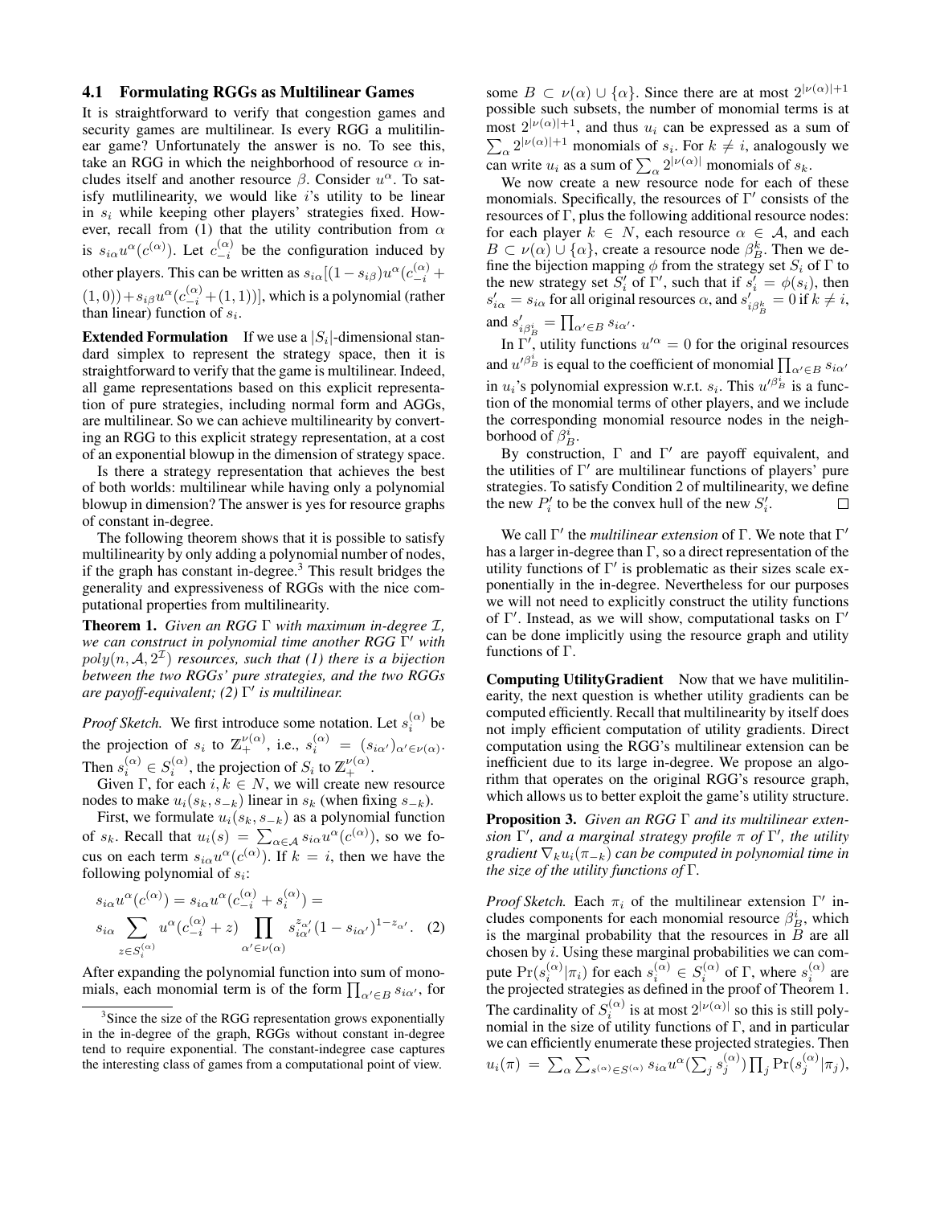### 4.1 Formulating RGGs as Multilinear Games

It is straightforward to verify that congestion games and security games are multilinear. Is every RGG a mulitilinear game? Unfortunately the answer is no. To see this, take an RGG in which the neighborhood of resource $\alpha$ includes itself and another resource $\beta$. Consider $u^\alpha$. To satisfy mutlilinearity, we would like $i$'s utility to be linear in $s_i$ while keeping other players' strategies fixed. However, recall from (1) that the utility contribution from $\alpha$ is $s_{i\alpha}u^\alpha(c^{(\alpha)})$. Let $c_{-i}^{(\alpha)}$ be the configuration induced by other players. This can be written as $s_{i\alpha}[(1-s_{i\beta})u^\alpha(c_{-i}^{(\alpha)} + (1,0)) + s_{i\beta}u^\alpha(c_{-i}^{(\alpha)} + (1,1))]$, which is a polynomial (rather than linear) function of $s_i$.

**Extended Formulation** If we use a $|S_i|$-dimensional standard simplex to represent the strategy space, then it is straightforward to verify that the game is multilinear. Indeed, all game representations based on this explicit representation of pure strategies, including normal form and AGGs, are multilinear. So we can achieve multilinearity by converting an RGG to this explicit strategy representation, at a cost of an exponential blowup in the dimension of strategy space.

Is there a strategy representation that achieves the best of both worlds: multilinear while having only a polynomial blowup in dimension? The answer is yes for resource graphs of constant in-degree.

The following theorem shows that it is possible to satisfy multilinearity by only adding a polynomial number of nodes, if the graph has constant in-degree.[3] This result bridges the generality and expressiveness of RGGs with the nice computational properties from multilinearity.

**Theorem 1.** *Given an RGG $\Gamma$ with maximum in-degree $\mathcal{I}$, we can construct in polynomial time another RGG $\Gamma'$ with $poly(n, \mathcal{A}, 2^{\mathcal{I}})$ resources, such that (1) there is a bijection between the two RGGs' pure strategies, and the two RGGs are payoff-equivalent; (2) $\Gamma'$ is multilinear.*

*Proof Sketch.* We first introduce some notation. Let $s_i^{(\alpha)}$ be the projection of $s_i$ to $\mathbb{Z}_+^{\nu(\alpha)}$, i.e., $s_i^{(\alpha)} = (s_{i\alpha'})_{\alpha' \in \nu(\alpha)}$. Then $s_i^{(\alpha)} \in S_i^{(\alpha)}$, the projection of $S_i$ to $\mathbb{Z}_+^{\nu(\alpha)}$.

Given $\Gamma$, for each $i, k \in N$, we will create new resource nodes to make $u_i(s_k, s_{-k})$ linear in $s_k$ (when fixing $s_{-k}$).

First, we formulate $u_i(s_k, s_{-k})$ as a polynomial function of $s_k$. Recall that $u_i(s) = \sum_{\alpha \in \mathcal{A}} s_{i\alpha}u^\alpha(c^{(\alpha)})$, so we focus on each term $s_{i\alpha}u^\alpha(c^{(\alpha)})$. If $k = i$, then we have the following polynomial of $s_i$:

$$s_{i\alpha}u^\alpha(c^{(\alpha)}) = s_{i\alpha}u^\alpha(c_{-i}^{(\alpha)} + s_i^{(\alpha)}) =$$
$$s_{i\alpha} \sum_{z \in S_i^{(\alpha)}} u^\alpha(c_{-i}^{(\alpha)} + z) \prod_{\alpha' \in \nu(\alpha)} s_{i\alpha'}^{z_{\alpha'}}(1 - s_{i\alpha'})^{1 - z_{\alpha'}}. \quad (2)$$

After expanding the polynomial function into sum of monomials, each monomial term is of the form $\prod_{\alpha' \in B} s_{i\alpha'}$, for some $B \subset \nu(\alpha) \cup \{\alpha\}$. Since there are at most $2^{|\nu(\alpha)|+1}$ possible such subsets, the number of monomial terms is at most $2^{|\nu(\alpha)|+1}$, and thus $u_i$ can be expressed as a sum of $\sum_\alpha 2^{|\nu(\alpha)|+1}$ monomials of $s_i$. For $k \neq i$, analogously we can write $u_i$ as a sum of $\sum_\alpha 2^{|\nu(\alpha)|}$ monomials of $s_k$.

We now create a new resource node for each of these monomials. Specifically, the resources of $\Gamma'$ consists of the resources of $\Gamma$, plus the following additional resource nodes: for each player $k \in N$, each resource $\alpha \in \mathcal{A}$, and each $B \subset \nu(\alpha) \cup \{\alpha\}$, create a resource node $\beta_B^k$. Then we define the bijection mapping $\phi$ from the strategy set $S_i$ of $\Gamma$ to the new strategy set $S_i'$ of $\Gamma'$, such that if $s_i' = \phi(s_i)$, then $s_{i\alpha}' = s_{i\alpha}$ for all original resources $\alpha$, and $s_{i\beta_B^k}' = 0$ if $k \neq i$, and $s_{i\beta_B^i}' = \prod_{\alpha' \in B} s_{i\alpha'}$.

In $\Gamma'$, utility functions $u'^\alpha = 0$ for the original resources and $u'^{\beta_B^i}$ is equal to the coefficient of monomial $\prod_{\alpha' \in B} s_{i\alpha'}$ in $u_i$'s polynomial expression w.r.t. $s_i$. This $u'^{\beta_B^i}$ is a function of the monomial terms of other players, and we include the corresponding monomial resource nodes in the neighborhood of $\beta_B^i$.

By construction, $\Gamma$ and $\Gamma'$ are payoff equivalent, and the utilities of $\Gamma'$ are multilinear functions of players' pure strategies. To satisfy Condition 2 of multilinearity, we define the new $P_i'$ to be the convex hull of the new $S_i'$. □

We call $\Gamma'$ the *multilinear extension* of $\Gamma$. We note that $\Gamma'$ has a larger in-degree than $\Gamma$, so a direct representation of the utility functions of $\Gamma'$ is problematic as their sizes scale exponentially in the in-degree. Nevertheless for our purposes we will not need to explicitly construct the utility functions of $\Gamma'$. Instead, as we will show, computational tasks on $\Gamma'$ can be done implicitly using the resource graph and utility functions of $\Gamma$.

**Computing UtilityGradient** Now that we have mulitilinearity, the next question is whether utility gradients can be computed efficiently. Recall that multilinearity by itself does not imply efficient computation of utility gradients. Direct computation using the RGG's multilinear extension can be inefficient due to its large in-degree. We propose an algorithm that operates on the original RGG's resource graph, which allows us to better exploit the game's utility structure.

**Proposition 3.** *Given an RGG $\Gamma$ and its multilinear extension $\Gamma'$, and a marginal strategy profile $\pi$ of $\Gamma'$, the utility gradient $\nabla_k u_i(\pi_{-k})$ can be computed in polynomial time in the size of the utility functions of $\Gamma$.*

*Proof Sketch.* Each $\pi_i$ of the multilinear extension $\Gamma'$ includes components for each monomial resource $\beta_B^i$, which is the marginal probability that the resources in $B$ are all chosen by $i$. Using these marginal probabilities we can compute $\Pr(s_i^{(\alpha)}|\pi_i)$ for each $s_i^{(\alpha)} \in S_i^{(\alpha)}$ of $\Gamma$, where $s_i^{(\alpha)}$ are the projected strategies as defined in the proof of Theorem 1. The cardinality of $S_i^{(\alpha)}$ is at most $2^{|\nu(\alpha)|}$ so this is still polynomial in the size of utility functions of $\Gamma$, and in particular we can efficiently enumerate these projected strategies. Then $u_i(\pi) = \sum_\alpha \sum_{s^{(\alpha)} \in S^{(\alpha)}} s_{i\alpha} u^\alpha(\sum_j s_j^{(\alpha)}) \prod_j \Pr(s_j^{(\alpha)}|\pi_j)$,

[3] Since the size of the RGG representation grows exponentially in the in-degree of the graph, RGGs without constant in-degree tend to require exponential. The constant-indegree case captures the interesting class of games from a computational point of view.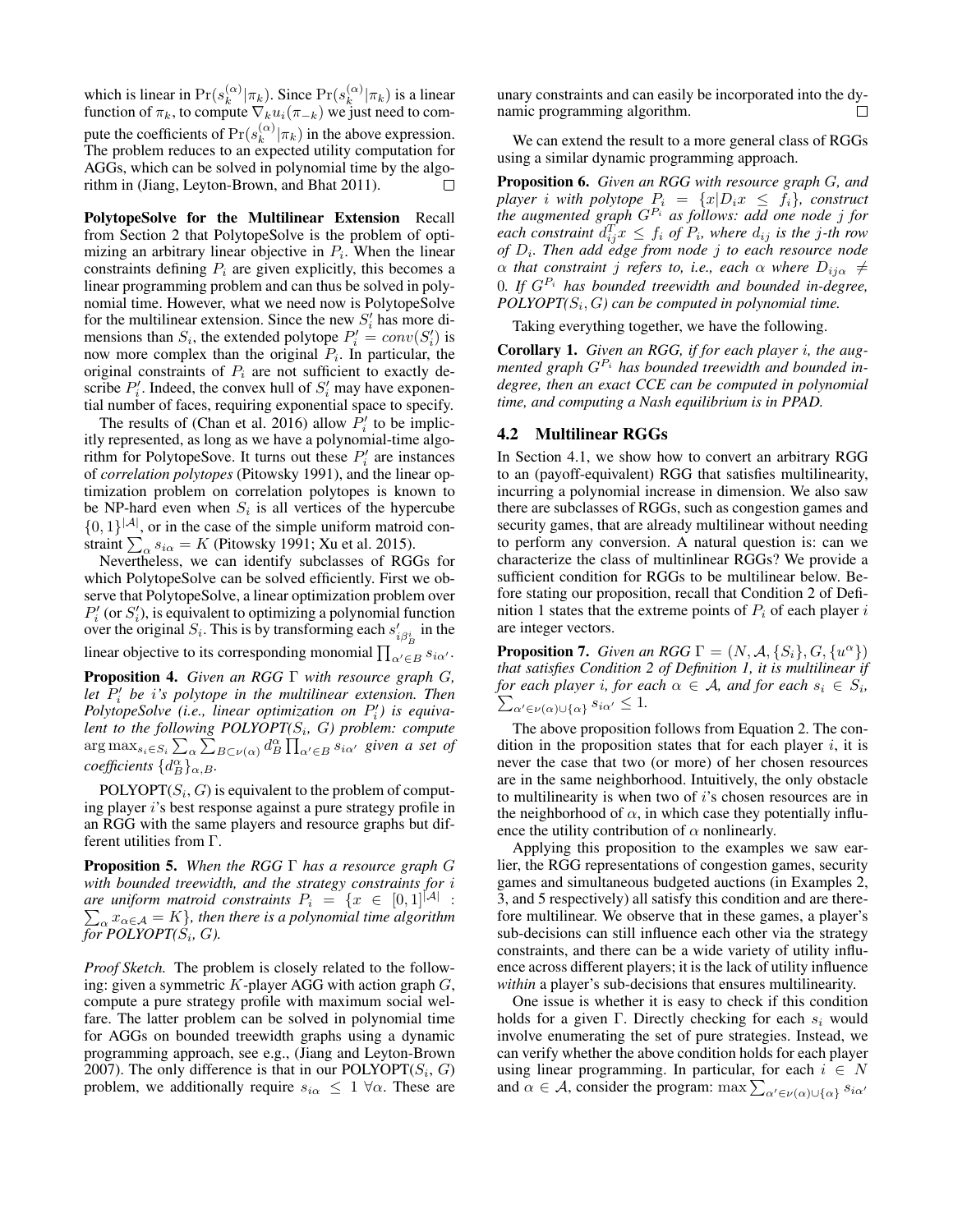which is linear in $\Pr(s_k^{(\alpha)}|\pi_k)$. Since $\Pr(s_k^{(\alpha)}|\pi_k)$ is a linear function of $\pi_k$, to compute $\nabla_k u_i(\pi_{-k})$ we just need to compute the coefficients of $\Pr(s_k^{(\alpha)}|\pi_k)$ in the above expression. The problem reduces to an expected utility computation for AGGs, which can be solved in polynomial time by the algorithm in (Jiang, Leyton-Brown, and Bhat 2011). □

**PolytopeSolve for the Multilinear Extension** Recall from Section 2 that PolytopeSolve is the problem of optimizing an arbitrary linear objective in $P_i$. When the linear constraints defining $P_i$ are given explicitly, this becomes a linear programming problem and can thus be solved in polynomial time. However, what we need now is PolytopeSolve for the multilinear extension. Since the new $S_i'$ has more dimensions than $S_i$, the extended polytope $P_i' = conv(S_i')$ is now more complex than the original $P_i$. In particular, the original constraints of $P_i$ are not sufficient to exactly describe $P_i'$. Indeed, the convex hull of $S_i'$ may have exponential number of faces, requiring exponential space to specify.

The results of (Chan et al. 2016) allow $P_i'$ to be implicitly represented, as long as we have a polynomial-time algorithm for PolytopeSove. It turns out these $P_i'$ are instances of *correlation polytopes* (Pitowsky 1991), and the linear optimization problem on correlation polytopes is known to be NP-hard even when $S_i$ is all vertices of the hypercube $\{0,1\}^{|\mathcal{A}|}$, or in the case of the simple uniform matroid constraint $\sum_\alpha s_{i\alpha} = K$ (Pitowsky 1991; Xu et al. 2015).

Nevertheless, we can identify subclasses of RGGs for which PolytopeSolve can be solved efficiently. First we observe that PolytopeSolve, a linear optimization problem over $P_i'$ (or $S_i'$), is equivalent to optimizing a polynomial function over the original $S_i$. This is by transforming each $s'_{i\beta_B^i}$ in the linear objective to its corresponding monomial $\prod_{\alpha' \in B} s_{i\alpha'}$.

**Proposition 4.** *Given an RGG $\Gamma$ with resource graph $G$, let $P_i'$ be $i$'s polytope in the multilinear extension. Then PolytopeSolve (i.e., linear optimization on $P_i'$) is equivalent to the following POLYOPT($S_i$, $G$) problem: compute $\arg\max_{s_i \in S_i} \sum_\alpha \sum_{B \subset \nu(\alpha)} d_B^\alpha \prod_{\alpha' \in B} s_{i\alpha'}$ given a set of coefficients $\{d_B^\alpha\}_{\alpha,B}$.*

POLYOPT($S_i$, $G$) is equivalent to the problem of computing player $i$'s best response against a pure strategy profile in an RGG with the same players and resource graphs but different utilities from $\Gamma$.

**Proposition 5.** *When the RGG $\Gamma$ has a resource graph $G$ with bounded treewidth, and the strategy constraints for $i$ are uniform matroid constraints $P_i = \{x \in [0,1]^{|\mathcal{A}|} : \sum_\alpha x_{\alpha \in \mathcal{A}} = K\}$, then there is a polynomial time algorithm for POLYOPT($S_i$, $G$).*

*Proof Sketch.* The problem is closely related to the following: given a symmetric $K$-player AGG with action graph $G$, compute a pure strategy profile with maximum social welfare. The latter problem can be solved in polynomial time for AGGs on bounded treewidth graphs using a dynamic programming approach, see e.g., (Jiang and Leyton-Brown 2007). The only difference is that in our POLYOPT($S_i$, $G$) problem, we additionally require $s_{i\alpha} \leq 1\ \forall \alpha$. These are unary constraints and can easily be incorporated into the dynamic programming algorithm. □

We can extend the result to a more general class of RGGs using a similar dynamic programming approach.

**Proposition 6.** *Given an RGG with resource graph $G$, and player $i$ with polytope $P_i = \{x | D_i x \leq f_i\}$, construct the augmented graph $G^{P_i}$ as follows: add one node $j$ for each constraint $d_{ij}^T x \leq f_i$ of $P_i$, where $d_{ij}$ is the $j$-th row of $D_i$. Then add edge from node $j$ to each resource node $\alpha$ that constraint $j$ refers to, i.e., each $\alpha$ where $D_{ij\alpha} \neq 0$. If $G^{P_i}$ has bounded treewidth and bounded in-degree, POLYOPT($S_i$, $G$) can be computed in polynomial time.*

Taking everything together, we have the following.

**Corollary 1.** *Given an RGG, if for each player $i$, the augmented graph $G^{P_i}$ has bounded treewidth and bounded in-degree, then an exact CCE can be computed in polynomial time, and computing a Nash equilibrium is in PPAD.*

### 4.2 Multilinear RGGs

In Section 4.1, we show how to convert an arbitrary RGG to an (payoff-equivalent) RGG that satisfies multilinearity, incurring a polynomial increase in dimension. We also saw there are subclasses of RGGs, such as congestion games and security games, that are already multilinear without needing to perform any conversion. A natural question is: can we characterize the class of multinlinear RGGs? We provide a sufficient condition for RGGs to be multilinear below. Before stating our proposition, recall that Condition 2 of Definition 1 states that the extreme points of $P_i$ of each player $i$ are integer vectors.

**Proposition 7.** *Given an RGG $\Gamma = (N, \mathcal{A}, \{S_i\}, G, \{u^\alpha\})$ that satisfies Condition 2 of Definition 1, it is multilinear if for each player $i$, for each $\alpha \in \mathcal{A}$, and for each $s_i \in S_i$, $\sum_{\alpha' \in \nu(\alpha) \cup \{\alpha\}} s_{i\alpha'} \leq 1$.*

The above proposition follows from Equation 2. The condition in the proposition states that for each player $i$, it is never the case that two (or more) of her chosen resources are in the same neighborhood. Intuitively, the only obstacle to multilinearity is when two of $i$'s chosen resources are in the neighborhood of $\alpha$, in which case they potentially influence the utility contribution of $\alpha$ nonlinearly.

Applying this proposition to the examples we saw earlier, the RGG representations of congestion games, security games and simultaneous budgeted auctions (in Examples 2, 3, and 5 respectively) all satisfy this condition and are therefore multilinear. We observe that in these games, a player's sub-decisions can still influence each other via the strategy constraints, and there can be a wide variety of utility influence across different players; it is the lack of utility influence *within* a player's sub-decisions that ensures multilinearity.

One issue is whether it is easy to check if this condition holds for a given $\Gamma$. Directly checking for each $s_i$ would involve enumerating the set of pure strategies. Instead, we can verify whether the above condition holds for each player using linear programming. In particular, for each $i \in N$ and $\alpha \in \mathcal{A}$, consider the program: $\max \sum_{\alpha' \in \nu(\alpha) \cup \{\alpha\}} s_{i\alpha'}$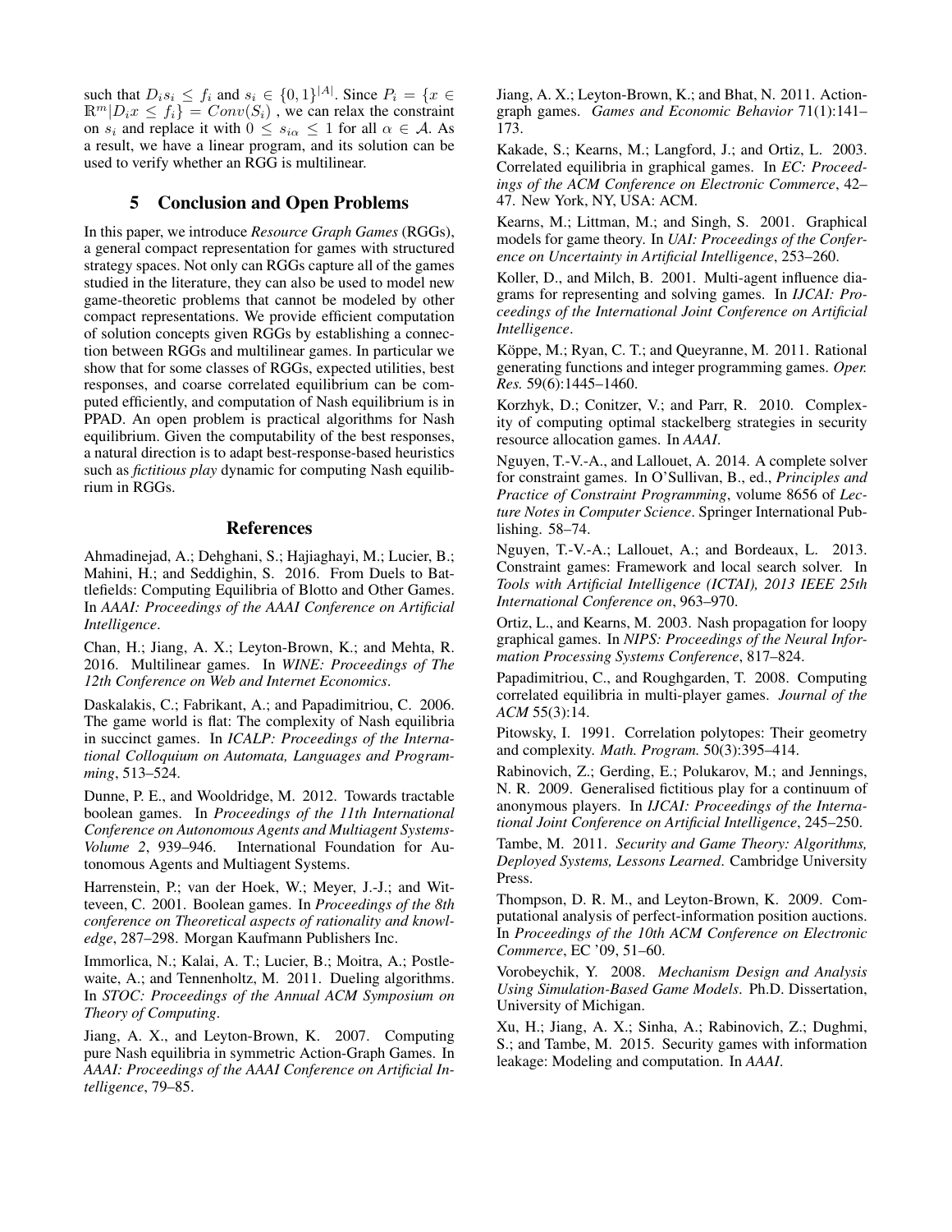such that $D_i s_i \leq f_i$ and $s_i \in \{0,1\}^{|A|}$. Since $P_i = \{x \in \mathbb{R}^m | D_i x \leq f_i\} = Conv(S_i)$ , we can relax the constraint on $s_i$ and replace it with $0 \leq s_{i\alpha} \leq 1$ for all $\alpha \in \mathcal{A}$. As a result, we have a linear program, and its solution can be used to verify whether an RGG is multilinear.

## 5 Conclusion and Open Problems

In this paper, we introduce *Resource Graph Games* (RGGs), a general compact representation for games with structured strategy spaces. Not only can RGGs capture all of the games studied in the literature, they can also be used to model new game-theoretic problems that cannot be modeled by other compact representations. We provide efficient computation of solution concepts given RGGs by establishing a connection between RGGs and multilinear games. In particular we show that for some classes of RGGs, expected utilities, best responses, and coarse correlated equilibrium can be computed efficiently, and computation of Nash equilibrium is in PPAD. An open problem is practical algorithms for Nash equilibrium. Given the computability of the best responses, a natural direction is to adapt best-response-based heuristics such as *fictitious play* dynamic for computing Nash equilibrium in RGGs.

## References

Ahmadinejad, A.; Dehghani, S.; Hajiaghayi, M.; Lucier, B.; Mahini, H.; and Seddighin, S. 2016. From Duels to Battlefields: Computing Equilibria of Blotto and Other Games. In *AAAI: Proceedings of the AAAI Conference on Artificial Intelligence*.

Chan, H.; Jiang, A. X.; Leyton-Brown, K.; and Mehta, R. 2016. Multilinear games. In *WINE: Proceedings of The 12th Conference on Web and Internet Economics*.

Daskalakis, C.; Fabrikant, A.; and Papadimitriou, C. 2006. The game world is flat: The complexity of Nash equilibria in succinct games. In *ICALP: Proceedings of the International Colloquium on Automata, Languages and Programming*, 513–524.

Dunne, P. E., and Wooldridge, M. 2012. Towards tractable boolean games. In *Proceedings of the 11th International Conference on Autonomous Agents and Multiagent Systems-Volume 2*, 939–946. International Foundation for Autonomous Agents and Multiagent Systems.

Harrenstein, P.; van der Hoek, W.; Meyer, J.-J.; and Witteveen, C. 2001. Boolean games. In *Proceedings of the 8th conference on Theoretical aspects of rationality and knowledge*, 287–298. Morgan Kaufmann Publishers Inc.

Immorlica, N.; Kalai, A. T.; Lucier, B.; Moitra, A.; Postlewaite, A.; and Tennenholtz, M. 2011. Dueling algorithms. In *STOC: Proceedings of the Annual ACM Symposium on Theory of Computing*.

Jiang, A. X., and Leyton-Brown, K. 2007. Computing pure Nash equilibria in symmetric Action-Graph Games. In *AAAI: Proceedings of the AAAI Conference on Artificial Intelligence*, 79–85.

Jiang, A. X.; Leyton-Brown, K.; and Bhat, N. 2011. Action-graph games. *Games and Economic Behavior* 71(1):141–173.

Kakade, S.; Kearns, M.; Langford, J.; and Ortiz, L. 2003. Correlated equilibria in graphical games. In *EC: Proceedings of the ACM Conference on Electronic Commerce*, 42–47. New York, NY, USA: ACM.

Kearns, M.; Littman, M.; and Singh, S. 2001. Graphical models for game theory. In *UAI: Proceedings of the Conference on Uncertainty in Artificial Intelligence*, 253–260.

Koller, D., and Milch, B. 2001. Multi-agent influence diagrams for representing and solving games. In *IJCAI: Proceedings of the International Joint Conference on Artificial Intelligence*.

Köppe, M.; Ryan, C. T.; and Queyranne, M. 2011. Rational generating functions and integer programming games. *Oper. Res.* 59(6):1445–1460.

Korzhyk, D.; Conitzer, V.; and Parr, R. 2010. Complexity of computing optimal stackelberg strategies in security resource allocation games. In *AAAI*.

Nguyen, T.-V.-A., and Lallouet, A. 2014. A complete solver for constraint games. In O'Sullivan, B., ed., *Principles and Practice of Constraint Programming*, volume 8656 of *Lecture Notes in Computer Science*. Springer International Publishing. 58–74.

Nguyen, T.-V.-A.; Lallouet, A.; and Bordeaux, L. 2013. Constraint games: Framework and local search solver. In *Tools with Artificial Intelligence (ICTAI), 2013 IEEE 25th International Conference on*, 963–970.

Ortiz, L., and Kearns, M. 2003. Nash propagation for loopy graphical games. In *NIPS: Proceedings of the Neural Information Processing Systems Conference*, 817–824.

Papadimitriou, C., and Roughgarden, T. 2008. Computing correlated equilibria in multi-player games. *Journal of the ACM* 55(3):14.

Pitowsky, I. 1991. Correlation polytopes: Their geometry and complexity. *Math. Program.* 50(3):395–414.

Rabinovich, Z.; Gerding, E.; Polukarov, M.; and Jennings, N. R. 2009. Generalised fictitious play for a continuum of anonymous players. In *IJCAI: Proceedings of the International Joint Conference on Artificial Intelligence*, 245–250.

Tambe, M. 2011. *Security and Game Theory: Algorithms, Deployed Systems, Lessons Learned*. Cambridge University Press.

Thompson, D. R. M., and Leyton-Brown, K. 2009. Computational analysis of perfect-information position auctions. In *Proceedings of the 10th ACM Conference on Electronic Commerce*, EC '09, 51–60.

Vorobeychik, Y. 2008. *Mechanism Design and Analysis Using Simulation-Based Game Models*. Ph.D. Dissertation, University of Michigan.

Xu, H.; Jiang, A. X.; Sinha, A.; Rabinovich, Z.; Dughmi, S.; and Tambe, M. 2015. Security games with information leakage: Modeling and computation. In *AAAI*.